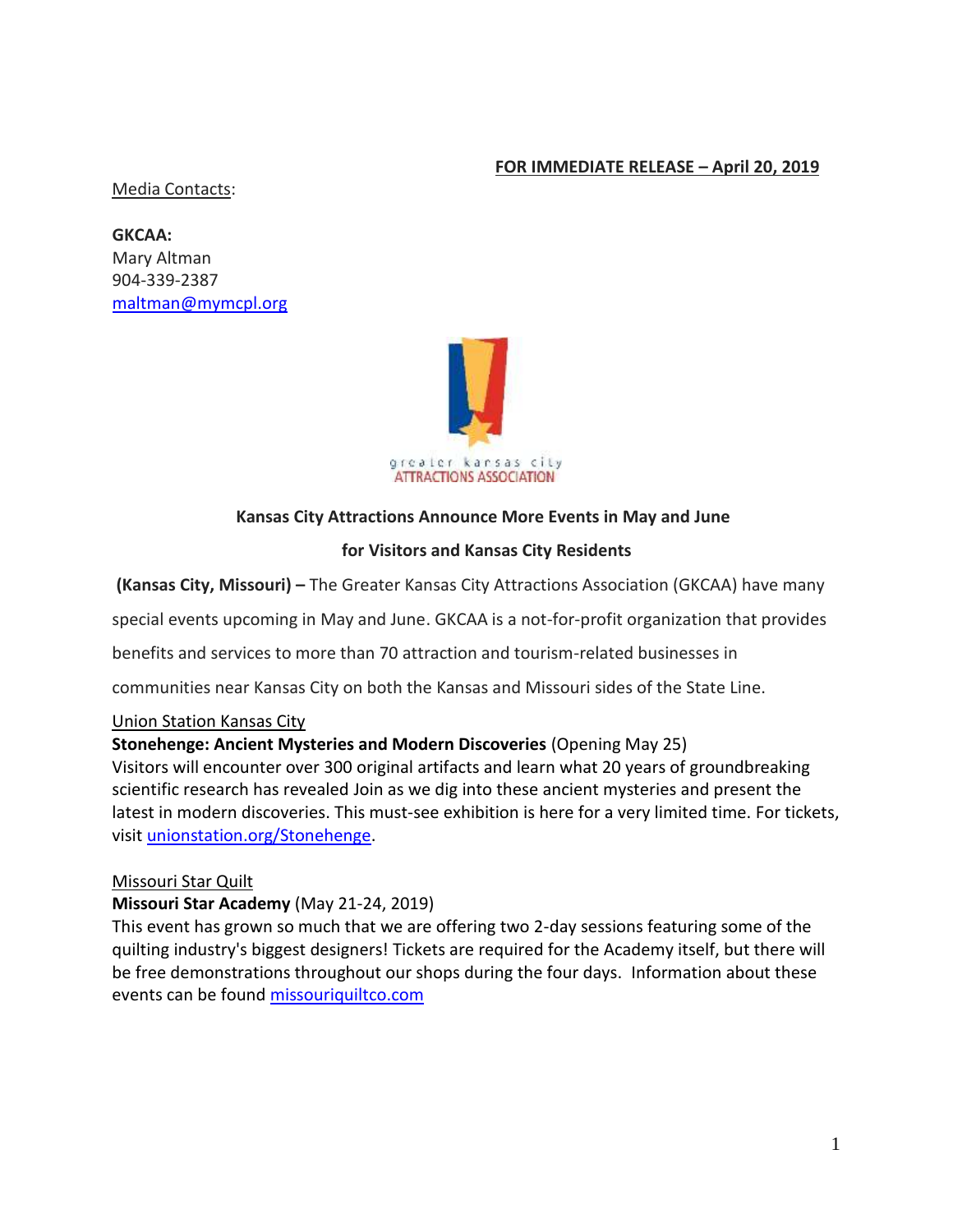**FOR IMMEDIATE RELEASE – April 20, 2019**

Media Contacts:

**GKCAA:**
Mary Altman
904-339-2387
maltman@mymcpl.org

greater kansas city
ATTRACTIONS ASSOCIATION

## Kansas City Attractions Announce More Events in May and June for Visitors and Kansas City Residents

**(Kansas City, Missouri) –** The Greater Kansas City Attractions Association (GKCAA) have many special events upcoming in May and June. GKCAA is a not-for-profit organization that provides benefits and services to more than 70 attraction and tourism-related businesses in communities near Kansas City on both the Kansas and Missouri sides of the State Line.

Union Station Kansas City
**Stonehenge: Ancient Mysteries and Modern Discoveries** (Opening May 25)
Visitors will encounter over 300 original artifacts and learn what 20 years of groundbreaking scientific research has revealed Join as we dig into these ancient mysteries and present the latest in modern discoveries. This must-see exhibition is here for a very limited time. For tickets, visit unionstation.org/Stonehenge.

Missouri Star Quilt
**Missouri Star Academy** (May 21-24, 2019)
This event has grown so much that we are offering two 2-day sessions featuring some of the quilting industry's biggest designers! Tickets are required for the Academy itself, but there will be free demonstrations throughout our shops during the four days. Information about these events can be found missouriquiltco.com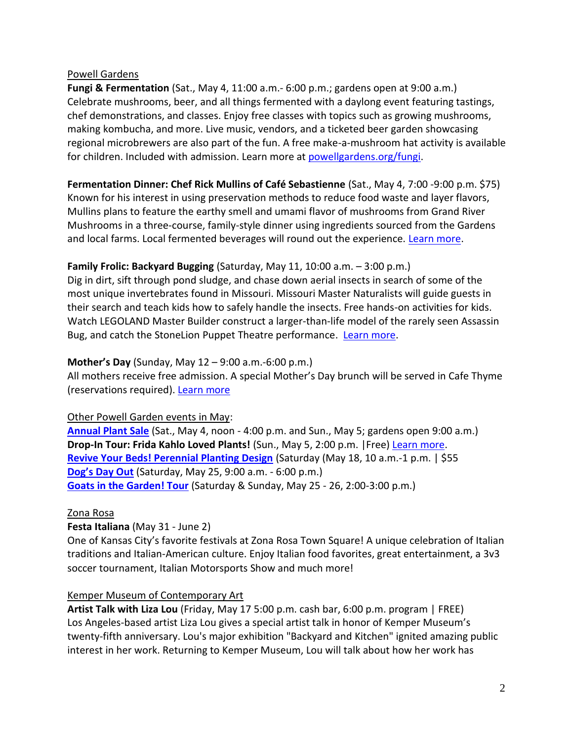Powell Gardens

**Fungi & Fermentation** (Sat., May 4, 11:00 a.m.- 6:00 p.m.; gardens open at 9:00 a.m.)
Celebrate mushrooms, beer, and all things fermented with a daylong event featuring tastings, chef demonstrations, and classes. Enjoy free classes with topics such as growing mushrooms, making kombucha, and more. Live music, vendors, and a ticketed beer garden showcasing regional microbrewers are also part of the fun. A free make-a-mushroom hat activity is available for children. Included with admission. Learn more at powellgardens.org/fungi.

**Fermentation Dinner: Chef Rick Mullins of Café Sebastienne** (Sat., May 4, 7:00 -9:00 p.m. $75)
Known for his interest in using preservation methods to reduce food waste and layer flavors, Mullins plans to feature the earthy smell and umami flavor of mushrooms from Grand River Mushrooms in a three-course, family-style dinner using ingredients sourced from the Gardens and local farms. Local fermented beverages will round out the experience. Learn more.

**Family Frolic: Backyard Bugging** (Saturday, May 11, 10:00 a.m. – 3:00 p.m.)
Dig in dirt, sift through pond sludge, and chase down aerial insects in search of some of the most unique invertebrates found in Missouri. Missouri Master Naturalists will guide guests in their search and teach kids how to safely handle the insects. Free hands-on activities for kids. Watch LEGOLAND Master Builder construct a larger-than-life model of the rarely seen Assassin Bug, and catch the StoneLion Puppet Theatre performance. Learn more.

**Mother's Day** (Sunday, May 12 – 9:00 a.m.-6:00 p.m.)
All mothers receive free admission. A special Mother's Day brunch will be served in Cafe Thyme (reservations required). Learn more

Other Powell Garden events in May:
**Annual Plant Sale** (Sat., May 4, noon - 4:00 p.m. and Sun., May 5; gardens open 9:00 a.m.)
**Drop-In Tour: Frida Kahlo Loved Plants!** (Sun., May 5, 2:00 p.m. |Free) Learn more.
**Revive Your Beds! Perennial Planting Design** (Saturday (May 18, 10 a.m.-1 p.m. | $55
**Dog's Day Out** (Saturday, May 25, 9:00 a.m. - 6:00 p.m.)
**Goats in the Garden! Tour** (Saturday & Sunday, May 25 - 26, 2:00-3:00 p.m.)

Zona Rosa

**Festa Italiana** (May 31 - June 2)
One of Kansas City's favorite festivals at Zona Rosa Town Square! A unique celebration of Italian traditions and Italian-American culture. Enjoy Italian food favorites, great entertainment, a 3v3 soccer tournament, Italian Motorsports Show and much more!

Kemper Museum of Contemporary Art

**Artist Talk with Liza Lou** (Friday, May 17 5:00 p.m. cash bar, 6:00 p.m. program | FREE)
Los Angeles-based artist Liza Lou gives a special artist talk in honor of Kemper Museum's twenty-fifth anniversary. Lou's major exhibition "Backyard and Kitchen" ignited amazing public interest in her work. Returning to Kemper Museum, Lou will talk about how her work has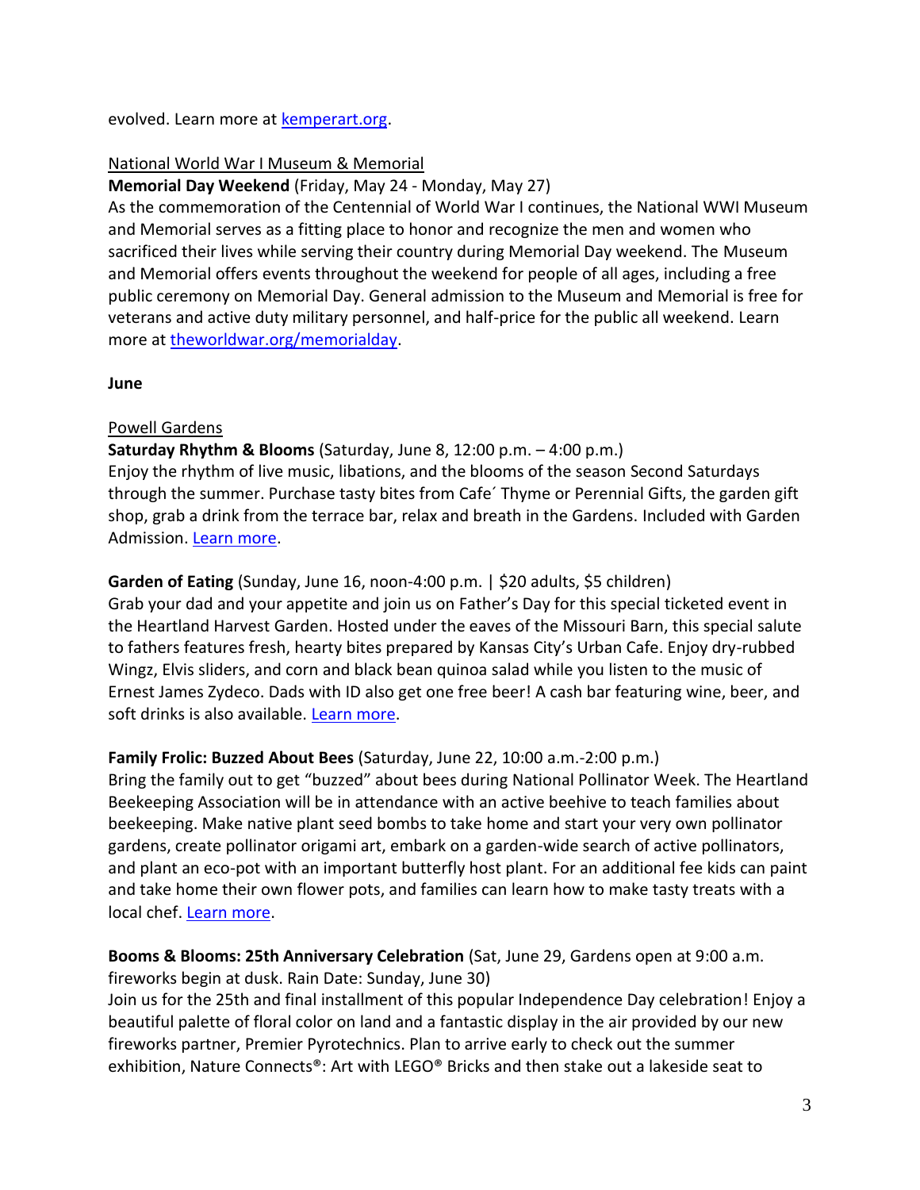evolved. Learn more at [kemperart.org](kemperart.org).

National World War I Museum & Memorial

**Memorial Day Weekend** (Friday, May 24 - Monday, May 27)

As the commemoration of the Centennial of World War I continues, the National WWI Museum and Memorial serves as a fitting place to honor and recognize the men and women who sacrificed their lives while serving their country during Memorial Day weekend. The Museum and Memorial offers events throughout the weekend for people of all ages, including a free public ceremony on Memorial Day. General admission to the Museum and Memorial is free for veterans and active duty military personnel, and half-price for the public all weekend. Learn more at [theworldwar.org/memorialday](theworldwar.org/memorialday).

**June**

Powell Gardens

**Saturday Rhythm & Blooms** (Saturday, June 8, 12:00 p.m. – 4:00 p.m.)

Enjoy the rhythm of live music, libations, and the blooms of the season Second Saturdays through the summer. Purchase tasty bites from Cafe´ Thyme or Perennial Gifts, the garden gift shop, grab a drink from the terrace bar, relax and breath in the Gardens. Included with Garden Admission. Learn more.

**Garden of Eating** (Sunday, June 16, noon-4:00 p.m. | $20 adults, $5 children)

Grab your dad and your appetite and join us on Father's Day for this special ticketed event in the Heartland Harvest Garden. Hosted under the eaves of the Missouri Barn, this special salute to fathers features fresh, hearty bites prepared by Kansas City's Urban Cafe. Enjoy dry-rubbed Wingz, Elvis sliders, and corn and black bean quinoa salad while you listen to the music of Ernest James Zydeco. Dads with ID also get one free beer! A cash bar featuring wine, beer, and soft drinks is also available. Learn more.

**Family Frolic: Buzzed About Bees** (Saturday, June 22, 10:00 a.m.-2:00 p.m.)

Bring the family out to get "buzzed" about bees during National Pollinator Week. The Heartland Beekeeping Association will be in attendance with an active beehive to teach families about beekeeping. Make native plant seed bombs to take home and start your very own pollinator gardens, create pollinator origami art, embark on a garden-wide search of active pollinators, and plant an eco-pot with an important butterfly host plant. For an additional fee kids can paint and take home their own flower pots, and families can learn how to make tasty treats with a local chef. Learn more.

**Booms & Blooms: 25th Anniversary Celebration** (Sat, June 29, Gardens open at 9:00 a.m. fireworks begin at dusk. Rain Date: Sunday, June 30)

Join us for the 25th and final installment of this popular Independence Day celebration! Enjoy a beautiful palette of floral color on land and a fantastic display in the air provided by our new fireworks partner, Premier Pyrotechnics. Plan to arrive early to check out the summer exhibition, Nature Connects®: Art with LEGO® Bricks and then stake out a lakeside seat to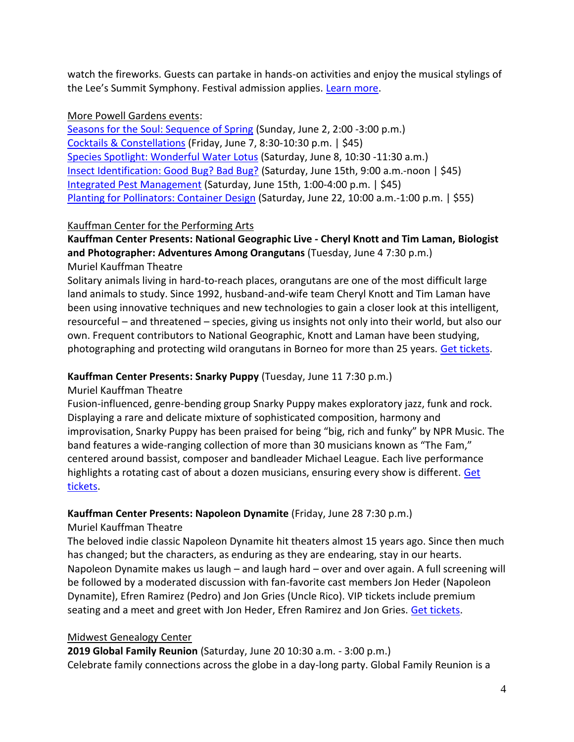watch the fireworks. Guests can partake in hands-on activities and enjoy the musical stylings of the Lee's Summit Symphony. Festival admission applies. Learn more.

More Powell Gardens events:

Seasons for the Soul: Sequence of Spring (Sunday, June 2, 2:00 -3:00 p.m.)
Cocktails & Constellations (Friday, June 7, 8:30-10:30 p.m. | $45)
Species Spotlight: Wonderful Water Lotus (Saturday, June 8, 10:30 -11:30 a.m.)
Insect Identification: Good Bug? Bad Bug? (Saturday, June 15th, 9:00 a.m.-noon | $45)
Integrated Pest Management (Saturday, June 15th, 1:00-4:00 p.m. | $45)
Planting for Pollinators: Container Design (Saturday, June 22, 10:00 a.m.-1:00 p.m. | $55)

Kauffman Center for the Performing Arts

**Kauffman Center Presents: National Geographic Live - Cheryl Knott and Tim Laman, Biologist and Photographer: Adventures Among Orangutans** (Tuesday, June 4 7:30 p.m.)
Muriel Kauffman Theatre
Solitary animals living in hard-to-reach places, orangutans are one of the most difficult large land animals to study. Since 1992, husband-and-wife team Cheryl Knott and Tim Laman have been using innovative techniques and new technologies to gain a closer look at this intelligent, resourceful – and threatened – species, giving us insights not only into their world, but also our own. Frequent contributors to National Geographic, Knott and Laman have been studying, photographing and protecting wild orangutans in Borneo for more than 25 years. Get tickets.

**Kauffman Center Presents: Snarky Puppy** (Tuesday, June 11 7:30 p.m.)
Muriel Kauffman Theatre
Fusion-influenced, genre-bending group Snarky Puppy makes exploratory jazz, funk and rock. Displaying a rare and delicate mixture of sophisticated composition, harmony and improvisation, Snarky Puppy has been praised for being "big, rich and funky" by NPR Music. The band features a wide-ranging collection of more than 30 musicians known as "The Fam," centered around bassist, composer and bandleader Michael League. Each live performance highlights a rotating cast of about a dozen musicians, ensuring every show is different. Get tickets.

**Kauffman Center Presents: Napoleon Dynamite** (Friday, June 28 7:30 p.m.)
Muriel Kauffman Theatre
The beloved indie classic Napoleon Dynamite hit theaters almost 15 years ago. Since then much has changed; but the characters, as enduring as they are endearing, stay in our hearts. Napoleon Dynamite makes us laugh – and laugh hard – over and over again. A full screening will be followed by a moderated discussion with fan-favorite cast members Jon Heder (Napoleon Dynamite), Efren Ramirez (Pedro) and Jon Gries (Uncle Rico). VIP tickets include premium seating and a meet and greet with Jon Heder, Efren Ramirez and Jon Gries. Get tickets.

Midwest Genealogy Center

**2019 Global Family Reunion** (Saturday, June 20 10:30 a.m. - 3:00 p.m.)
Celebrate family connections across the globe in a day-long party. Global Family Reunion is a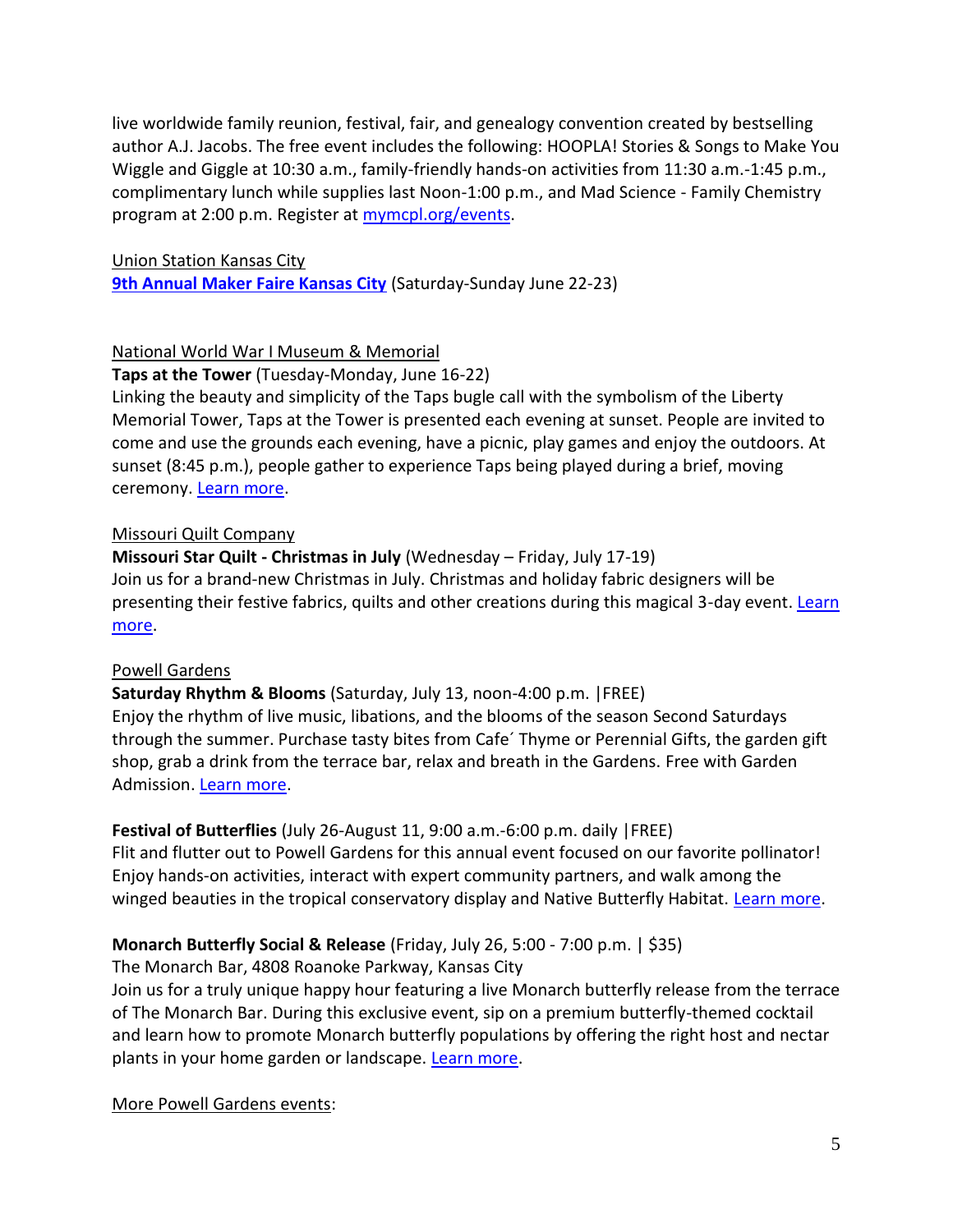live worldwide family reunion, festival, fair, and genealogy convention created by bestselling author A.J. Jacobs. The free event includes the following: HOOPLA! Stories & Songs to Make You Wiggle and Giggle at 10:30 a.m., family-friendly hands-on activities from 11:30 a.m.-1:45 p.m., complimentary lunch while supplies last Noon-1:00 p.m., and Mad Science - Family Chemistry program at 2:00 p.m. Register at [mymcpl.org/events](mymcpl.org/events).

Union Station Kansas City

**[9th Annual Maker Faire Kansas City](9th Annual Maker Faire Kansas City)** (Saturday-Sunday June 22-23)

National World War I Museum & Memorial

**Taps at the Tower** (Tuesday-Monday, June 16-22)

Linking the beauty and simplicity of the Taps bugle call with the symbolism of the Liberty Memorial Tower, Taps at the Tower is presented each evening at sunset. People are invited to come and use the grounds each evening, have a picnic, play games and enjoy the outdoors. At sunset (8:45 p.m.), people gather to experience Taps being played during a brief, moving ceremony. Learn more.

Missouri Quilt Company

**Missouri Star Quilt - Christmas in July** (Wednesday – Friday, July 17-19)

Join us for a brand-new Christmas in July. Christmas and holiday fabric designers will be presenting their festive fabrics, quilts and other creations during this magical 3-day event. Learn more.

Powell Gardens

**Saturday Rhythm & Blooms** (Saturday, July 13, noon-4:00 p.m. |FREE)

Enjoy the rhythm of live music, libations, and the blooms of the season Second Saturdays through the summer. Purchase tasty bites from Cafe´ Thyme or Perennial Gifts, the garden gift shop, grab a drink from the terrace bar, relax and breath in the Gardens. Free with Garden Admission. Learn more.

**Festival of Butterflies** (July 26-August 11, 9:00 a.m.-6:00 p.m. daily |FREE)

Flit and flutter out to Powell Gardens for this annual event focused on our favorite pollinator! Enjoy hands-on activities, interact with expert community partners, and walk among the winged beauties in the tropical conservatory display and Native Butterfly Habitat. Learn more.

**Monarch Butterfly Social & Release** (Friday, July 26, 5:00 - 7:00 p.m. | $35)

The Monarch Bar, 4808 Roanoke Parkway, Kansas City

Join us for a truly unique happy hour featuring a live Monarch butterfly release from the terrace of The Monarch Bar. During this exclusive event, sip on a premium butterfly-themed cocktail and learn how to promote Monarch butterfly populations by offering the right host and nectar plants in your home garden or landscape. Learn more.

More Powell Gardens events: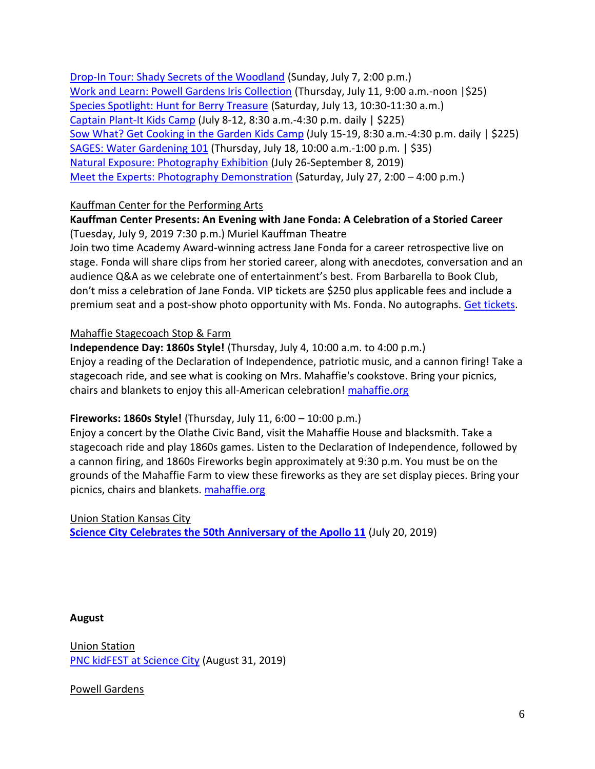Drop-In Tour: Shady Secrets of the Woodland (Sunday, July 7, 2:00 p.m.)
Work and Learn: Powell Gardens Iris Collection (Thursday, July 11, 9:00 a.m.-noon |$25)
Species Spotlight: Hunt for Berry Treasure (Saturday, July 13, 10:30-11:30 a.m.)
Captain Plant-It Kids Camp (July 8-12, 8:30 a.m.-4:30 p.m. daily | $225)
Sow What? Get Cooking in the Garden Kids Camp (July 15-19, 8:30 a.m.-4:30 p.m. daily | $225)
SAGES: Water Gardening 101 (Thursday, July 18, 10:00 a.m.-1:00 p.m. | $35)
Natural Exposure: Photography Exhibition (July 26-September 8, 2019)
Meet the Experts: Photography Demonstration (Saturday, July 27, 2:00 – 4:00 p.m.)

Kauffman Center for the Performing Arts

**Kauffman Center Presents: An Evening with Jane Fonda: A Celebration of a Storied Career** (Tuesday, July 9, 2019 7:30 p.m.) Muriel Kauffman Theatre
Join two time Academy Award-winning actress Jane Fonda for a career retrospective live on stage. Fonda will share clips from her storied career, along with anecdotes, conversation and an audience Q&A as we celebrate one of entertainment's best. From Barbarella to Book Club, don't miss a celebration of Jane Fonda. VIP tickets are $250 plus applicable fees and include a premium seat and a post-show photo opportunity with Ms. Fonda. No autographs. Get tickets.

Mahaffie Stagecoach Stop & Farm

**Independence Day: 1860s Style!** (Thursday, July 4, 10:00 a.m. to 4:00 p.m.)
Enjoy a reading of the Declaration of Independence, patriotic music, and a cannon firing! Take a stagecoach ride, and see what is cooking on Mrs. Mahaffie's cookstove. Bring your picnics, chairs and blankets to enjoy this all-American celebration! mahaffie.org

**Fireworks: 1860s Style!** (Thursday, July 11, 6:00 – 10:00 p.m.)
Enjoy a concert by the Olathe Civic Band, visit the Mahaffie House and blacksmith. Take a stagecoach ride and play 1860s games. Listen to the Declaration of Independence, followed by a cannon firing, and 1860s Fireworks begin approximately at 9:30 p.m. You must be on the grounds of the Mahaffie Farm to view these fireworks as they are set display pieces. Bring your picnics, chairs and blankets. mahaffie.org

Union Station Kansas City
**Science City Celebrates the 50th Anniversary of the Apollo 11** (July 20, 2019)

**August**

Union Station
PNC kidFEST at Science City (August 31, 2019)

Powell Gardens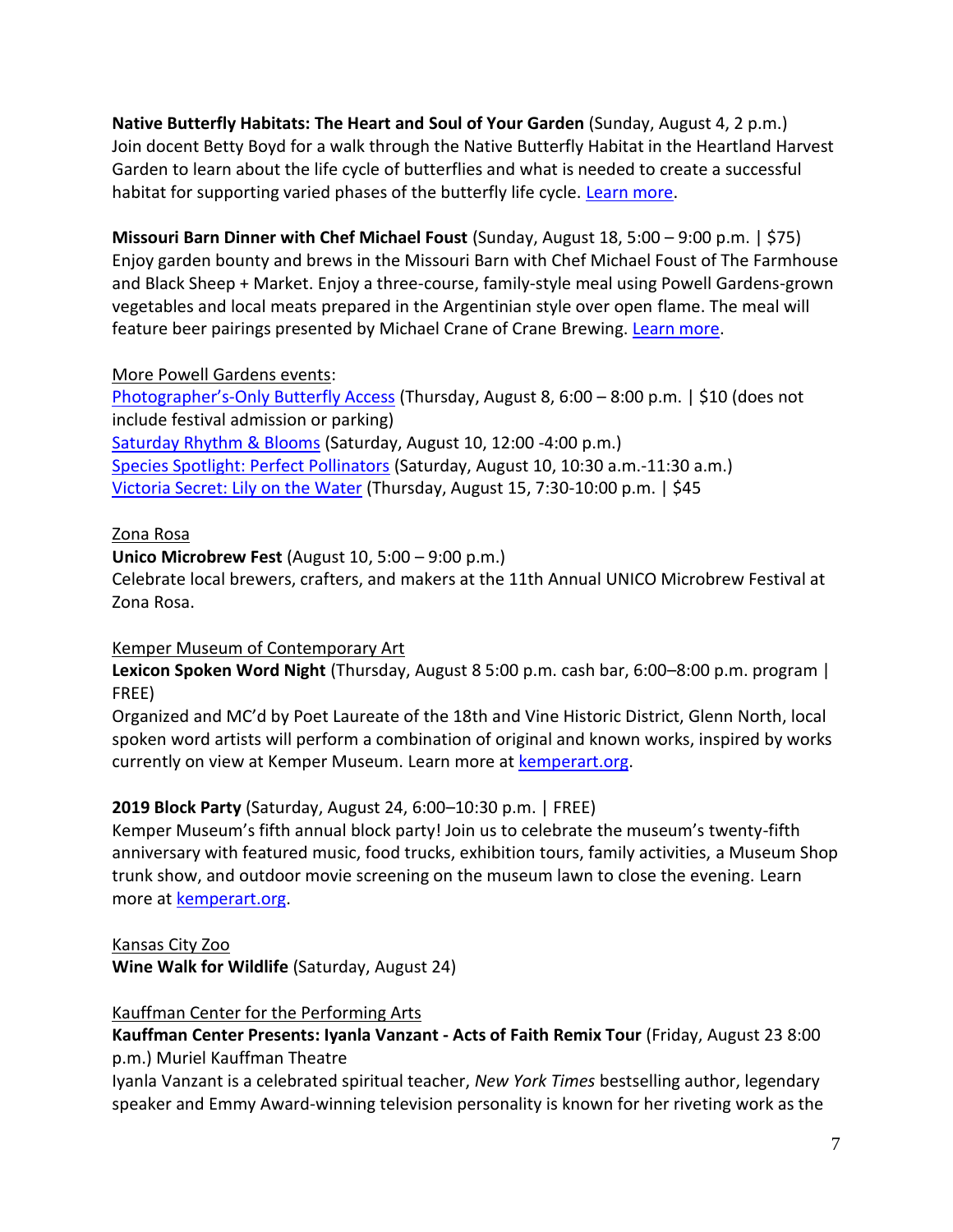**Native Butterfly Habitats: The Heart and Soul of Your Garden** (Sunday, August 4, 2 p.m.)
Join docent Betty Boyd for a walk through the Native Butterfly Habitat in the Heartland Harvest Garden to learn about the life cycle of butterflies and what is needed to create a successful habitat for supporting varied phases of the butterfly life cycle. Learn more.

**Missouri Barn Dinner with Chef Michael Foust** (Sunday, August 18, 5:00 – 9:00 p.m. | $75)
Enjoy garden bounty and brews in the Missouri Barn with Chef Michael Foust of The Farmhouse and Black Sheep + Market. Enjoy a three-course, family-style meal using Powell Gardens-grown vegetables and local meats prepared in the Argentinian style over open flame. The meal will feature beer pairings presented by Michael Crane of Crane Brewing. Learn more.

More Powell Gardens events:
Photographer's-Only Butterfly Access (Thursday, August 8, 6:00 – 8:00 p.m. | $10 (does not include festival admission or parking)
Saturday Rhythm & Blooms (Saturday, August 10, 12:00 -4:00 p.m.)
Species Spotlight: Perfect Pollinators (Saturday, August 10, 10:30 a.m.-11:30 a.m.)
Victoria Secret: Lily on the Water (Thursday, August 15, 7:30-10:00 p.m. | $45

Zona Rosa
**Unico Microbrew Fest** (August 10, 5:00 – 9:00 p.m.)
Celebrate local brewers, crafters, and makers at the 11th Annual UNICO Microbrew Festival at Zona Rosa.

Kemper Museum of Contemporary Art
**Lexicon Spoken Word Night** (Thursday, August 8 5:00 p.m. cash bar, 6:00–8:00 p.m. program | FREE)
Organized and MC'd by Poet Laureate of the 18th and Vine Historic District, Glenn North, local spoken word artists will perform a combination of original and known works, inspired by works currently on view at Kemper Museum. Learn more at kemperart.org.

**2019 Block Party** (Saturday, August 24, 6:00–10:30 p.m. | FREE)
Kemper Museum's fifth annual block party! Join us to celebrate the museum's twenty-fifth anniversary with featured music, food trucks, exhibition tours, family activities, a Museum Shop trunk show, and outdoor movie screening on the museum lawn to close the evening. Learn more at kemperart.org.

Kansas City Zoo
**Wine Walk for Wildlife** (Saturday, August 24)

Kauffman Center for the Performing Arts
**Kauffman Center Presents: Iyanla Vanzant - Acts of Faith Remix Tour** (Friday, August 23 8:00 p.m.) Muriel Kauffman Theatre
Iyanla Vanzant is a celebrated spiritual teacher, *New York Times* bestselling author, legendary speaker and Emmy Award-winning television personality is known for her riveting work as the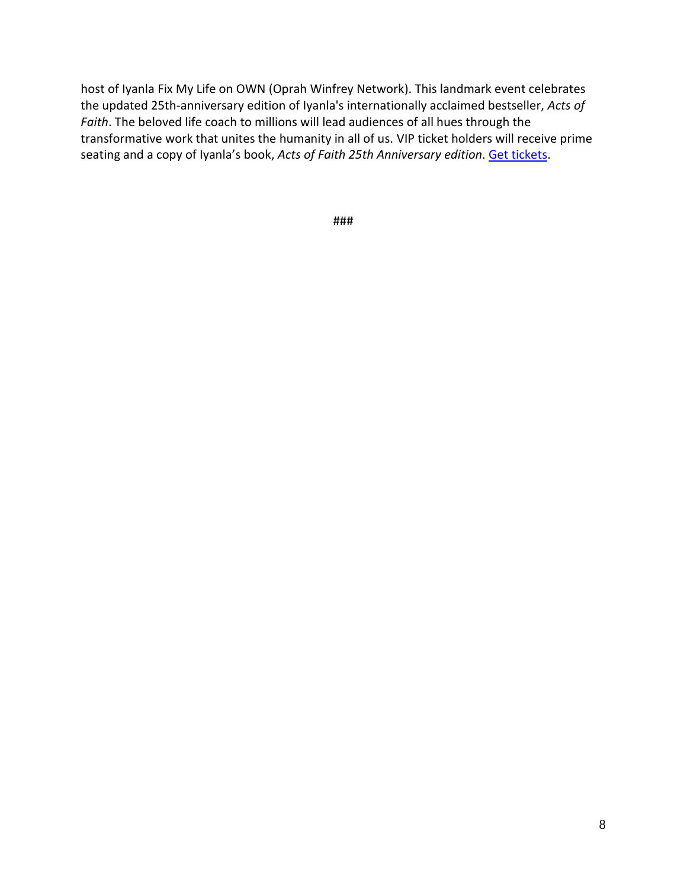host of Iyanla Fix My Life on OWN (Oprah Winfrey Network). This landmark event celebrates the updated 25th-anniversary edition of Iyanla's internationally acclaimed bestseller, *Acts of Faith*. The beloved life coach to millions will lead audiences of all hues through the transformative work that unites the humanity in all of us. VIP ticket holders will receive prime seating and a copy of Iyanla's book, *Acts of Faith 25th Anniversary edition*. Get tickets.

###